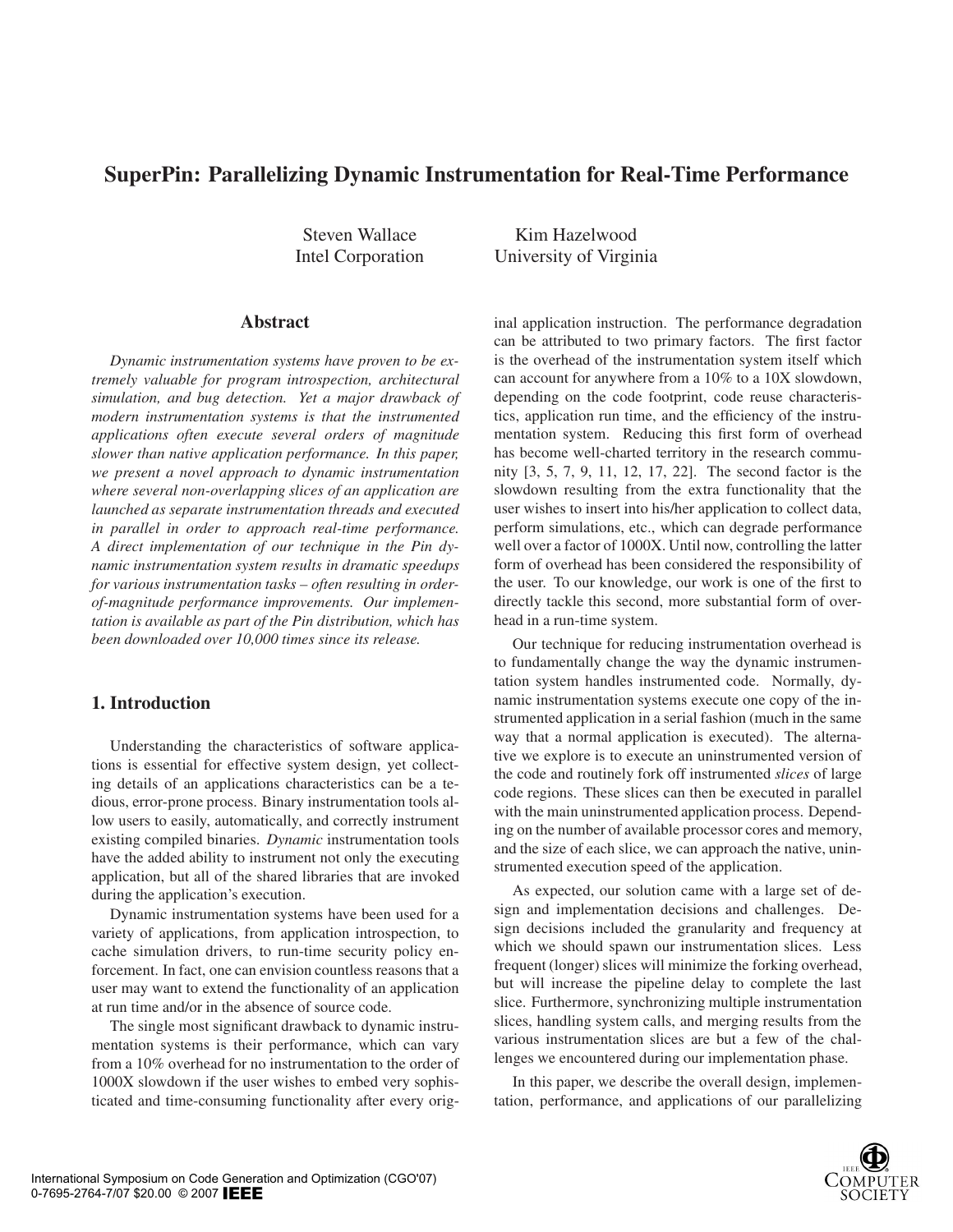# SuperPin: Parallelizing Dynamic Instrumentation for Real-Time Performance

Steven Wallace
Intel Corporation

Kim Hazelwood
University of Virginia

## Abstract

*Dynamic instrumentation systems have proven to be extremely valuable for program introspection, architectural simulation, and bug detection. Yet a major drawback of modern instrumentation systems is that the instrumented applications often execute several orders of magnitude slower than native application performance. In this paper, we present a novel approach to dynamic instrumentation where several non-overlapping slices of an application are launched as separate instrumentation threads and executed in parallel in order to approach real-time performance. A direct implementation of our technique in the Pin dynamic instrumentation system results in dramatic speedups for various instrumentation tasks – often resulting in order-of-magnitude performance improvements. Our implementation is available as part of the Pin distribution, which has been downloaded over 10,000 times since its release.*

## 1. Introduction

Understanding the characteristics of software applications is essential for effective system design, yet collecting details of an applications characteristics can be a tedious, error-prone process. Binary instrumentation tools allow users to easily, automatically, and correctly instrument existing compiled binaries. *Dynamic* instrumentation tools have the added ability to instrument not only the executing application, but all of the shared libraries that are invoked during the application's execution.

Dynamic instrumentation systems have been used for a variety of applications, from application introspection, to cache simulation drivers, to run-time security policy enforcement. In fact, one can envision countless reasons that a user may want to extend the functionality of an application at run time and/or in the absence of source code.

The single most significant drawback to dynamic instrumentation systems is their performance, which can vary from a 10% overhead for no instrumentation to the order of 1000X slowdown if the user wishes to embed very sophisticated and time-consuming functionality after every original application instruction. The performance degradation can be attributed to two primary factors. The first factor is the overhead of the instrumentation system itself which can account for anywhere from a 10% to a 10X slowdown, depending on the code footprint, code reuse characteristics, application run time, and the efficiency of the instrumentation system. Reducing this first form of overhead has become well-charted territory in the research community [3, 5, 7, 9, 11, 12, 17, 22]. The second factor is the slowdown resulting from the extra functionality that the user wishes to insert into his/her application to collect data, perform simulations, etc., which can degrade performance well over a factor of 1000X. Until now, controlling the latter form of overhead has been considered the responsibility of the user. To our knowledge, our work is one of the first to directly tackle this second, more substantial form of overhead in a run-time system.

Our technique for reducing instrumentation overhead is to fundamentally change the way the dynamic instrumentation system handles instrumented code. Normally, dynamic instrumentation systems execute one copy of the instrumented application in a serial fashion (much in the same way that a normal application is executed). The alternative we explore is to execute an uninstrumented version of the code and routinely fork off instrumented *slices* of large code regions. These slices can then be executed in parallel with the main uninstrumented application process. Depending on the number of available processor cores and memory, and the size of each slice, we can approach the native, uninstrumented execution speed of the application.

As expected, our solution came with a large set of design and implementation decisions and challenges. Design decisions included the granularity and frequency at which we should spawn our instrumentation slices. Less frequent (longer) slices will minimize the forking overhead, but will increase the pipeline delay to complete the last slice. Furthermore, synchronizing multiple instrumentation slices, handling system calls, and merging results from the various instrumentation slices are but a few of the challenges we encountered during our implementation phase.

In this paper, we describe the overall design, implementation, performance, and applications of our parallelizing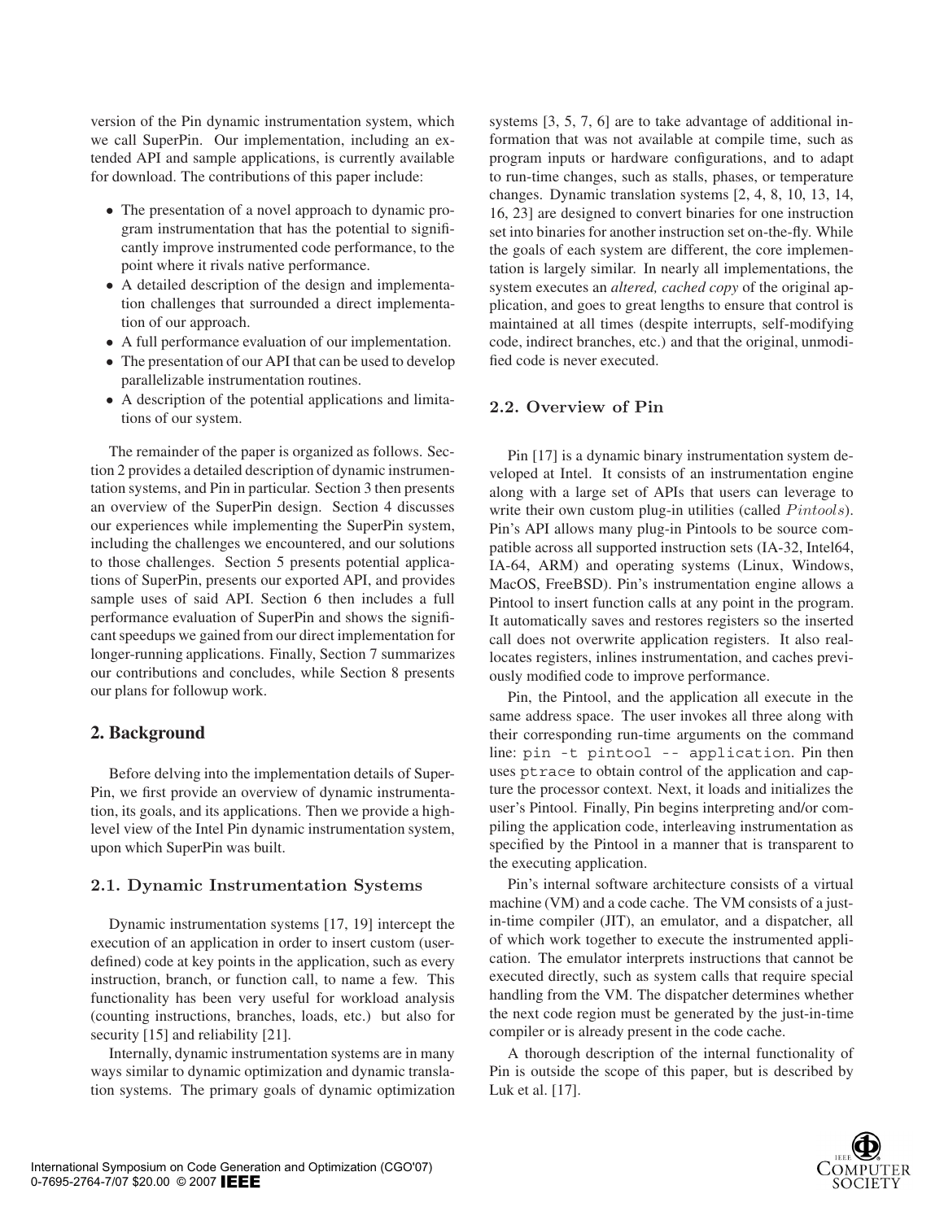version of the Pin dynamic instrumentation system, which we call SuperPin. Our implementation, including an extended API and sample applications, is currently available for download. The contributions of this paper include:

- The presentation of a novel approach to dynamic program instrumentation that has the potential to significantly improve instrumented code performance, to the point where it rivals native performance.
- A detailed description of the design and implementation challenges that surrounded a direct implementation of our approach.
- A full performance evaluation of our implementation.
- The presentation of our API that can be used to develop parallelizable instrumentation routines.
- A description of the potential applications and limitations of our system.

The remainder of the paper is organized as follows. Section 2 provides a detailed description of dynamic instrumentation systems, and Pin in particular. Section 3 then presents an overview of the SuperPin design. Section 4 discusses our experiences while implementing the SuperPin system, including the challenges we encountered, and our solutions to those challenges. Section 5 presents potential applications of SuperPin, presents our exported API, and provides sample uses of said API. Section 6 then includes a full performance evaluation of SuperPin and shows the significant speedups we gained from our direct implementation for longer-running applications. Finally, Section 7 summarizes our contributions and concludes, while Section 8 presents our plans for followup work.

## 2. Background

Before delving into the implementation details of SuperPin, we first provide an overview of dynamic instrumentation, its goals, and its applications. Then we provide a high-level view of the Intel Pin dynamic instrumentation system, upon which SuperPin was built.

### 2.1. Dynamic Instrumentation Systems

Dynamic instrumentation systems [17, 19] intercept the execution of an application in order to insert custom (user-defined) code at key points in the application, such as every instruction, branch, or function call, to name a few. This functionality has been very useful for workload analysis (counting instructions, branches, loads, etc.) but also for security [15] and reliability [21].

Internally, dynamic instrumentation systems are in many ways similar to dynamic optimization and dynamic translation systems. The primary goals of dynamic optimization systems [3, 5, 7, 6] are to take advantage of additional information that was not available at compile time, such as program inputs or hardware configurations, and to adapt to run-time changes, such as stalls, phases, or temperature changes. Dynamic translation systems [2, 4, 8, 10, 13, 14, 16, 23] are designed to convert binaries for one instruction set into binaries for another instruction set on-the-fly. While the goals of each system are different, the core implementation is largely similar. In nearly all implementations, the system executes an *altered, cached copy* of the original application, and goes to great lengths to ensure that control is maintained at all times (despite interrupts, self-modifying code, indirect branches, etc.) and that the original, unmodified code is never executed.

### 2.2. Overview of Pin

Pin [17] is a dynamic binary instrumentation system developed at Intel. It consists of an instrumentation engine along with a large set of APIs that users can leverage to write their own custom plug-in utilities (called *Pintools*). Pin's API allows many plug-in Pintools to be source compatible across all supported instruction sets (IA-32, Intel64, IA-64, ARM) and operating systems (Linux, Windows, MacOS, FreeBSD). Pin's instrumentation engine allows a Pintool to insert function calls at any point in the program. It automatically saves and restores registers so the inserted call does not overwrite application registers. It also reallocates registers, inlines instrumentation, and caches previously modified code to improve performance.

Pin, the Pintool, and the application all execute in the same address space. The user invokes all three along with their corresponding run-time arguments on the command line: `pin -t pintool -- application`. Pin then uses `ptrace` to obtain control of the application and capture the processor context. Next, it loads and initializes the user's Pintool. Finally, Pin begins interpreting and/or compiling the application code, interleaving instrumentation as specified by the Pintool in a manner that is transparent to the executing application.

Pin's internal software architecture consists of a virtual machine (VM) and a code cache. The VM consists of a just-in-time compiler (JIT), an emulator, and a dispatcher, all of which work together to execute the instrumented application. The emulator interprets instructions that cannot be executed directly, such as system calls that require special handling from the VM. The dispatcher determines whether the next code region must be generated by the just-in-time compiler or is already present in the code cache.

A thorough description of the internal functionality of Pin is outside the scope of this paper, but is described by Luk et al. [17].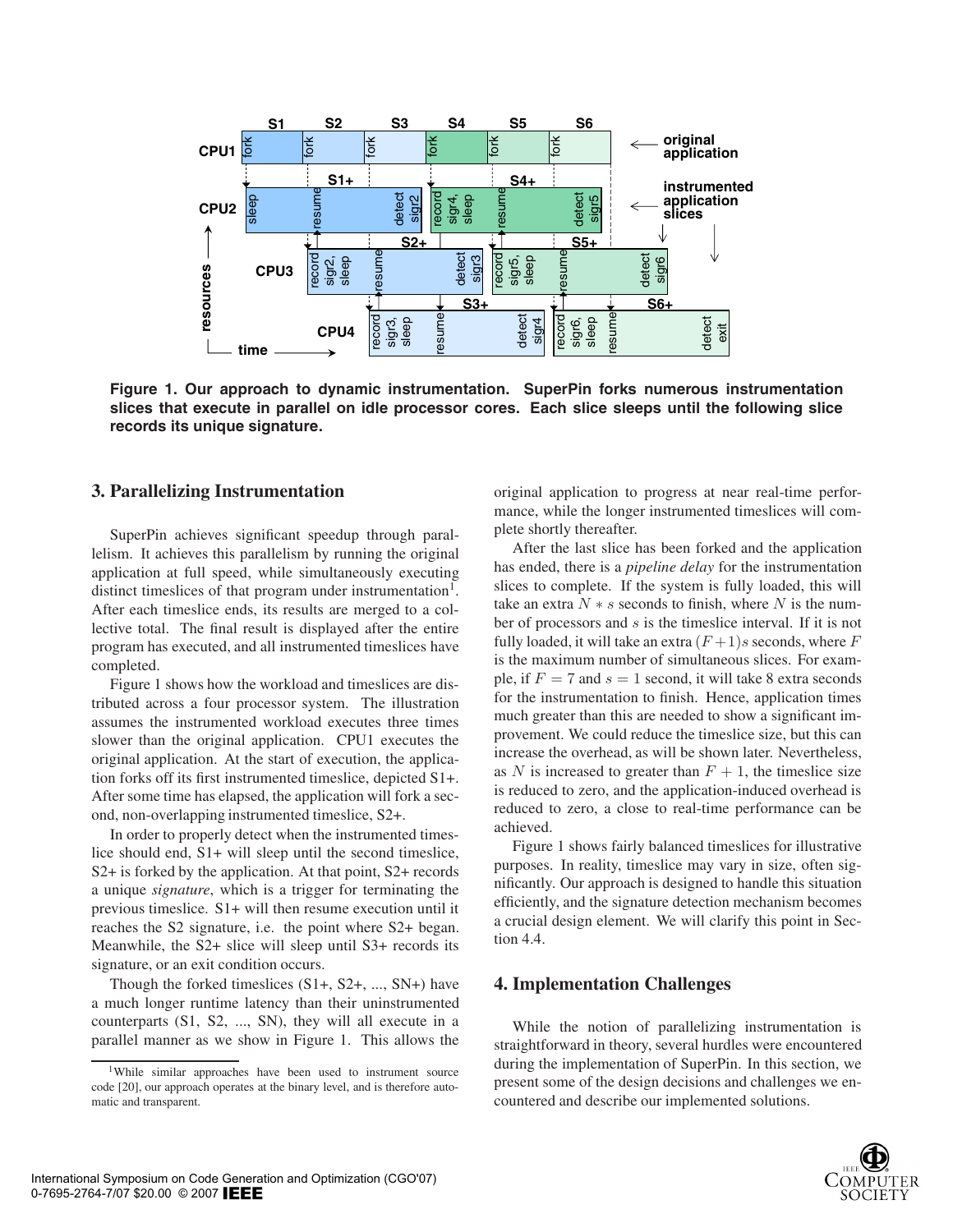**Figure 1. Our approach to dynamic instrumentation. SuperPin forks numerous instrumentation slices that execute in parallel on idle processor cores. Each slice sleeps until the following slice records its unique signature.**

## 3. Parallelizing Instrumentation

SuperPin achieves significant speedup through parallelism. It achieves this parallelism by running the original application at full speed, while simultaneously executing distinct timeslices of that program under instrumentation[1]. After each timeslice ends, its results are merged to a collective total. The final result is displayed after the entire program has executed, and all instrumented timeslices have completed.

Figure 1 shows how the workload and timeslices are distributed across a four processor system. The illustration assumes the instrumented workload executes three times slower than the original application. CPU1 executes the original application. At the start of execution, the application forks off its first instrumented timeslice, depicted S1+. After some time has elapsed, the application will fork a second, non-overlapping instrumented timeslice, S2+.

In order to properly detect when the instrumented timeslice should end, S1+ will sleep until the second timeslice, S2+ is forked by the application. At that point, S2+ records a unique *signature*, which is a trigger for terminating the previous timeslice. S1+ will then resume execution until it reaches the S2 signature, i.e. the point where S2+ began. Meanwhile, the S2+ slice will sleep until S3+ records its signature, or an exit condition occurs.

Though the forked timeslices (S1+, S2+, ..., SN+) have a much longer runtime latency than their uninstrumented counterparts (S1, S2, ..., SN), they will all execute in a parallel manner as we show in Figure 1. This allows the original application to progress at near real-time performance, while the longer instrumented timeslices will complete shortly thereafter.

After the last slice has been forked and the application has ended, there is a *pipeline delay* for the instrumentation slices to complete. If the system is fully loaded, this will take an extra $N * s$ seconds to finish, where $N$ is the number of processors and $s$ is the timeslice interval. If it is not fully loaded, it will take an extra $(F+1)s$ seconds, where $F$ is the maximum number of simultaneous slices. For example, if $F = 7$ and $s = 1$ second, it will take 8 extra seconds for the instrumentation to finish. Hence, application times much greater than this are needed to show a significant improvement. We could reduce the timeslice size, but this can increase the overhead, as will be shown later. Nevertheless, as $N$ is increased to greater than $F + 1$, the timeslice size is reduced to zero, and the application-induced overhead is reduced to zero, a close to real-time performance can be achieved.

Figure 1 shows fairly balanced timeslices for illustrative purposes. In reality, timeslice may vary in size, often significantly. Our approach is designed to handle this situation efficiently, and the signature detection mechanism becomes a crucial design element. We will clarify this point in Section 4.4.

## 4. Implementation Challenges

While the notion of parallelizing instrumentation is straightforward in theory, several hurdles were encountered during the implementation of SuperPin. In this section, we present some of the design decisions and challenges we encountered and describe our implemented solutions.

[1] While similar approaches have been used to instrument source code [20], our approach operates at the binary level, and is therefore automatic and transparent.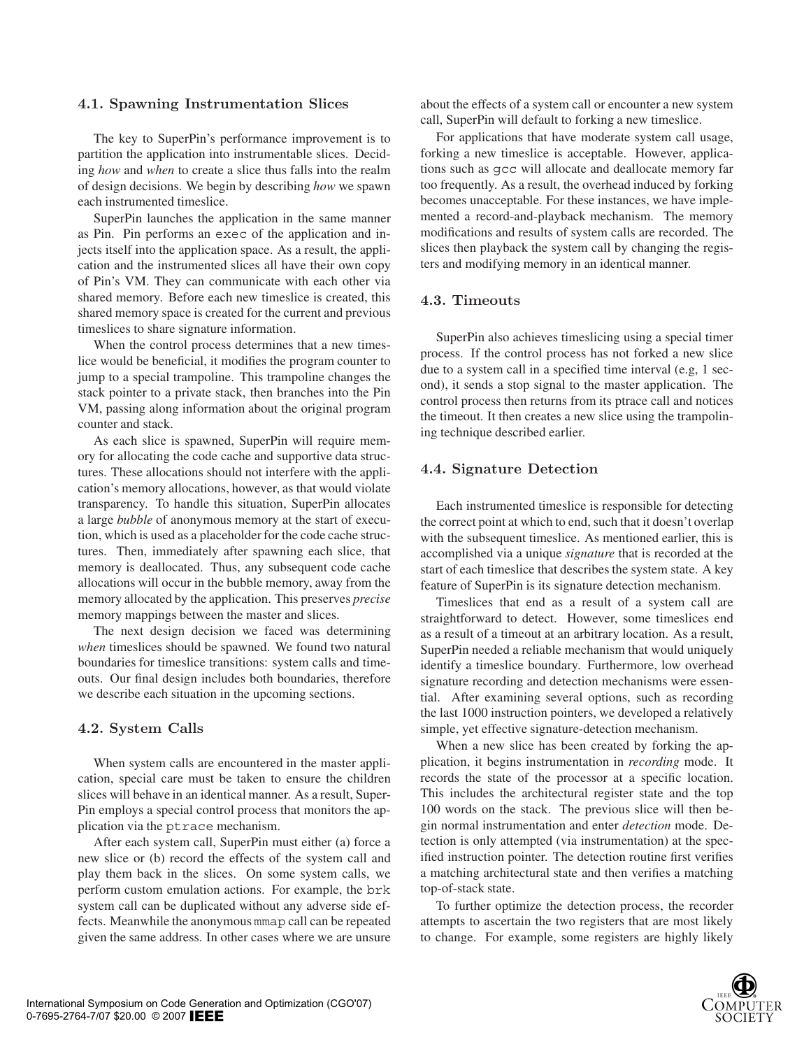### 4.1. Spawning Instrumentation Slices

The key to SuperPin's performance improvement is to partition the application into instrumentable slices. Deciding *how* and *when* to create a slice thus falls into the realm of design decisions. We begin by describing *how* we spawn each instrumented timeslice.

SuperPin launches the application in the same manner as Pin. Pin performs an `exec` of the application and injects itself into the application space. As a result, the application and the instrumented slices all have their own copy of Pin's VM. They can communicate with each other via shared memory. Before each new timeslice is created, this shared memory space is created for the current and previous timeslices to share signature information.

When the control process determines that a new timeslice would be beneficial, it modifies the program counter to jump to a special trampoline. This trampoline changes the stack pointer to a private stack, then branches into the Pin VM, passing along information about the original program counter and stack.

As each slice is spawned, SuperPin will require memory for allocating the code cache and supportive data structures. These allocations should not interfere with the application's memory allocations, however, as that would violate transparency. To handle this situation, SuperPin allocates a large *bubble* of anonymous memory at the start of execution, which is used as a placeholder for the code cache structures. Then, immediately after spawning each slice, that memory is deallocated. Thus, any subsequent code cache allocations will occur in the bubble memory, away from the memory allocated by the application. This preserves *precise* memory mappings between the master and slices.

The next design decision we faced was determining *when* timeslices should be spawned. We found two natural boundaries for timeslice transitions: system calls and timeouts. Our final design includes both boundaries, therefore we describe each situation in the upcoming sections.

### 4.2. System Calls

When system calls are encountered in the master application, special care must be taken to ensure the children slices will behave in an identical manner. As a result, SuperPin employs a special control process that monitors the application via the `ptrace` mechanism.

After each system call, SuperPin must either (a) force a new slice or (b) record the effects of the system call and play them back in the slices. On some system calls, we perform custom emulation actions. For example, the `brk` system call can be duplicated without any adverse side effects. Meanwhile the anonymous `mmap` call can be repeated given the same address. In other cases where we are unsure about the effects of a system call or encounter a new system call, SuperPin will default to forking a new timeslice.

For applications that have moderate system call usage, forking a new timeslice is acceptable. However, applications such as `gcc` will allocate and deallocate memory far too frequently. As a result, the overhead induced by forking becomes unacceptable. For these instances, we have implemented a record-and-playback mechanism. The memory modifications and results of system calls are recorded. The slices then playback the system call by changing the registers and modifying memory in an identical manner.

### 4.3. Timeouts

SuperPin also achieves timeslicing using a special timer process. If the control process has not forked a new slice due to a system call in a specified time interval (e.g, 1 second), it sends a stop signal to the master application. The control process then returns from its ptrace call and notices the timeout. It then creates a new slice using the trampolining technique described earlier.

### 4.4. Signature Detection

Each instrumented timeslice is responsible for detecting the correct point at which to end, such that it doesn't overlap with the subsequent timeslice. As mentioned earlier, this is accomplished via a unique *signature* that is recorded at the start of each timeslice that describes the system state. A key feature of SuperPin is its signature detection mechanism.

Timeslices that end as a result of a system call are straightforward to detect. However, some timeslices end as a result of a timeout at an arbitrary location. As a result, SuperPin needed a reliable mechanism that would uniquely identify a timeslice boundary. Furthermore, low overhead signature recording and detection mechanisms were essential. After examining several options, such as recording the last 1000 instruction pointers, we developed a relatively simple, yet effective signature-detection mechanism.

When a new slice has been created by forking the application, it begins instrumentation in *recording* mode. It records the state of the processor at a specific location. This includes the architectural register state and the top 100 words on the stack. The previous slice will then begin normal instrumentation and enter *detection* mode. Detection is only attempted (via instrumentation) at the specified instruction pointer. The detection routine first verifies a matching architectural state and then verifies a matching top-of-stack state.

To further optimize the detection process, the recorder attempts to ascertain the two registers that are most likely to change. For example, some registers are highly likely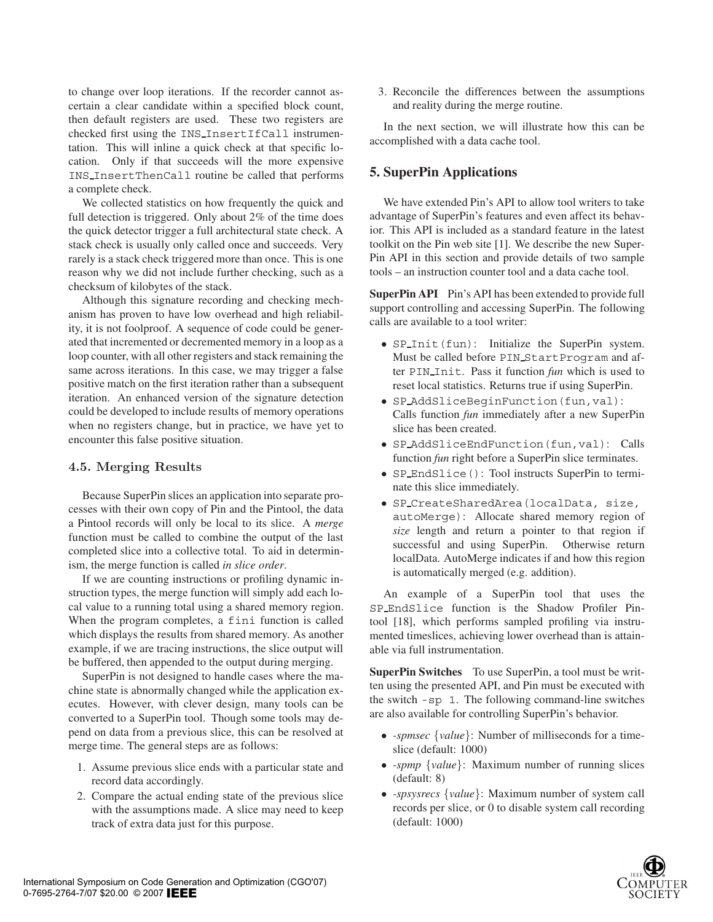to change over loop iterations. If the recorder cannot ascertain a clear candidate within a specified block count, then default registers are used. These two registers are checked first using the INS_InsertIfCall instrumentation. This will inline a quick check at that specific location. Only if that succeeds will the more expensive INS_InsertThenCall routine be called that performs a complete check.

We collected statistics on how frequently the quick and full detection is triggered. Only about 2% of the time does the quick detector trigger a full architectural state check. A stack check is usually only called once and succeeds. Very rarely is a stack check triggered more than once. This is one reason why we did not include further checking, such as a checksum of kilobytes of the stack.

Although this signature recording and checking mechanism has proven to have low overhead and high reliability, it is not foolproof. A sequence of code could be generated that incremented or decremented memory in a loop as a loop counter, with all other registers and stack remaining the same across iterations. In this case, we may trigger a false positive match on the first iteration rather than a subsequent iteration. An enhanced version of the signature detection could be developed to include results of memory operations when no registers change, but in practice, we have yet to encounter this false positive situation.

### 4.5. Merging Results

Because SuperPin slices an application into separate processes with their own copy of Pin and the Pintool, the data a Pintool records will only be local to its slice. A *merge* function must be called to combine the output of the last completed slice into a collective total. To aid in determinism, the merge function is called *in slice order*.

If we are counting instructions or profiling dynamic instruction types, the merge function will simply add each local value to a running total using a shared memory region. When the program completes, a fini function is called which displays the results from shared memory. As another example, if we are tracing instructions, the slice output will be buffered, then appended to the output during merging.

SuperPin is not designed to handle cases where the machine state is abnormally changed while the application executes. However, with clever design, many tools can be converted to a SuperPin tool. Though some tools may depend on data from a previous slice, this can be resolved at merge time. The general steps are as follows:

1. Assume previous slice ends with a particular state and record data accordingly.
2. Compare the actual ending state of the previous slice with the assumptions made. A slice may need to keep track of extra data just for this purpose.
3. Reconcile the differences between the assumptions and reality during the merge routine.

In the next section, we will illustrate how this can be accomplished with a data cache tool.

## 5. SuperPin Applications

We have extended Pin's API to allow tool writers to take advantage of SuperPin's features and even affect its behavior. This API is included as a standard feature in the latest toolkit on the Pin web site [1]. We describe the new SuperPin API in this section and provide details of two sample tools – an instruction counter tool and a data cache tool.

**SuperPin API** Pin's API has been extended to provide full support controlling and accessing SuperPin. The following calls are available to a tool writer:

- SP_Init(fun): Initialize the SuperPin system. Must be called before PIN_StartProgram and after PIN_Init. Pass it function *fun* which is used to reset local statistics. Returns true if using SuperPin.
- SP_AddSliceBeginFunction(fun,val): Calls function *fun* immediately after a new SuperPin slice has been created.
- SP_AddSliceEndFunction(fun,val): Calls function *fun* right before a SuperPin slice terminates.
- SP_EndSlice(): Tool instructs SuperPin to terminate this slice immediately.
- SP_CreateSharedArea(localData, size, autoMerge): Allocate shared memory region of *size* length and return a pointer to that region if successful and using SuperPin. Otherwise return localData. AutoMerge indicates if and how this region is automatically merged (e.g. addition).

An example of a SuperPin tool that uses the SP_EndSlice function is the Shadow Profiler Pintool [18], which performs sampled profiling via instrumented timeslices, achieving lower overhead than is attainable via full instrumentation.

**SuperPin Switches** To use SuperPin, a tool must be written using the presented API, and Pin must be executed with the switch -sp 1. The following command-line switches are also available for controlling SuperPin's behavior.

- *-spmsec* {*value*}: Number of milliseconds for a timeslice (default: 1000)
- *-spmp* {*value*}: Maximum number of running slices (default: 8)
- *-spsysrecs* {*value*}: Maximum number of system call records per slice, or 0 to disable system call recording (default: 1000)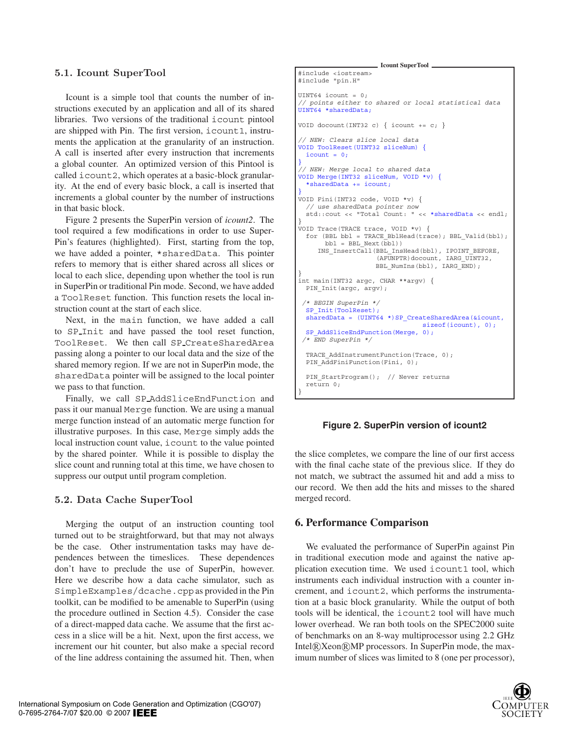### 5.1. Icount SuperTool

Icount is a simple tool that counts the number of instructions executed by an application and all of its shared libraries. Two versions of the traditional icount pintool are shipped with Pin. The first version, icount1, instruments the application at the granularity of an instruction. A call is inserted after every instruction that increments a global counter. An optimized version of this Pintool is called icount2, which operates at a basic-block granularity. At the end of every basic block, a call is inserted that increments a global counter by the number of instructions in that basic block.

Figure 2 presents the SuperPin version of *icount2*. The tool required a few modifications in order to use SuperPin's features (highlighted). First, starting from the top, we have added a pointer, *sharedData. This pointer refers to memory that is either shared across all slices or local to each slice, depending upon whether the tool is run in SuperPin or traditional Pin mode. Second, we have added a ToolReset function. This function resets the local instruction count at the start of each slice.

Next, in the main function, we have added a call to SP_Init and have passed the tool reset function, ToolReset. We then call SP_CreateSharedArea passing along a pointer to our local data and the size of the shared memory region. If we are not in SuperPin mode, the sharedData pointer will be assigned to the local pointer we pass to that function.

Finally, we call SP_AddSliceEndFunction and pass it our manual Merge function. We are using a manual merge function instead of an automatic merge function for illustrative purposes. In this case, Merge simply adds the local instruction count value, icount to the value pointed by the shared pointer. While it is possible to display the slice count and running total at this time, we have chosen to suppress our output until program completion.

**Icount SuperTool**

```
#include <iostream>
#include "pin.H"

UINT64 icount = 0;
// points either to shared or local statistical data
UINT64 *sharedData;

VOID docount(INT32 c) { icount += c; }

// NEW: Clears slice local data
VOID ToolReset(UINT32 sliceNum) {
  icount = 0;
}
// NEW: Merge local to shared data
VOID Merge(INT32 sliceNum, VOID *v) {
  *sharedData += icount;
}
VOID Fini(INT32 code, VOID *v) {
  // use sharedData pointer now
  std::cout << "Total Count: " << *sharedData << endl;
}
VOID Trace(TRACE trace, VOID *v) {
  for (BBL bbl = TRACE_BblHead(trace); BBL_Valid(bbl);
       bbl = BBL_Next(bbl))
     INS_InsertCall(BBL_InsHead(bbl), IPOINT_BEFORE,
                    (AFUNPTR)docount, IARG_UINT32,
                    BBL_NumIns(bbl), IARG_END);
}
int main(INT32 argc, CHAR **argv) {
  PIN_Init(argc, argv);

 /* BEGIN SuperPin */
  SP_Init(ToolReset);
  sharedData = (UINT64 *)SP_CreateSharedArea(&icount,
                                 sizeof(icount), 0);
  SP_AddSliceEndFunction(Merge, 0);
 /* END SuperPin */

  TRACE_AddInstrumentFunction(Trace, 0);
  PIN_AddFiniFunction(Fini, 0);

  PIN_StartProgram();  // Never returns
  return 0;
}
```

**Figure 2. SuperPin version of icount2**

### 5.2. Data Cache SuperTool

Merging the output of an instruction counting tool turned out to be straightforward, but that may not always be the case. Other instrumentation tasks may have dependences between the timeslices. These dependences don't have to preclude the use of SuperPin, however. Here we describe how a data cache simulator, such as SimpleExamples/dcache.cpp as provided in the Pin toolkit, can be modified to be amenable to SuperPin (using the procedure outlined in Section 4.5). Consider the case of a direct-mapped data cache. We assume that the first access in a slice will be a hit. Next, upon the first access, we increment our hit counter, but also make a special record of the line address containing the assumed hit. Then, when the slice completes, we compare the line of our first access with the final cache state of the previous slice. If they do not match, we subtract the assumed hit and add a miss to our record. We then add the hits and misses to the shared merged record.

## 6. Performance Comparison

We evaluated the performance of SuperPin against Pin in traditional execution mode and against the native application execution time. We used icount1 tool, which instruments each individual instruction with a counter increment, and icount2, which performs the instrumentation at a basic block granularity. While the output of both tools will be identical, the icount2 tool will have much lower overhead. We ran both tools on the SPEC2000 suite of benchmarks on an 8-way multiprocessor using 2.2 GHz Intel®Xeon®MP processors. In SuperPin mode, the maximum number of slices was limited to 8 (one per processor),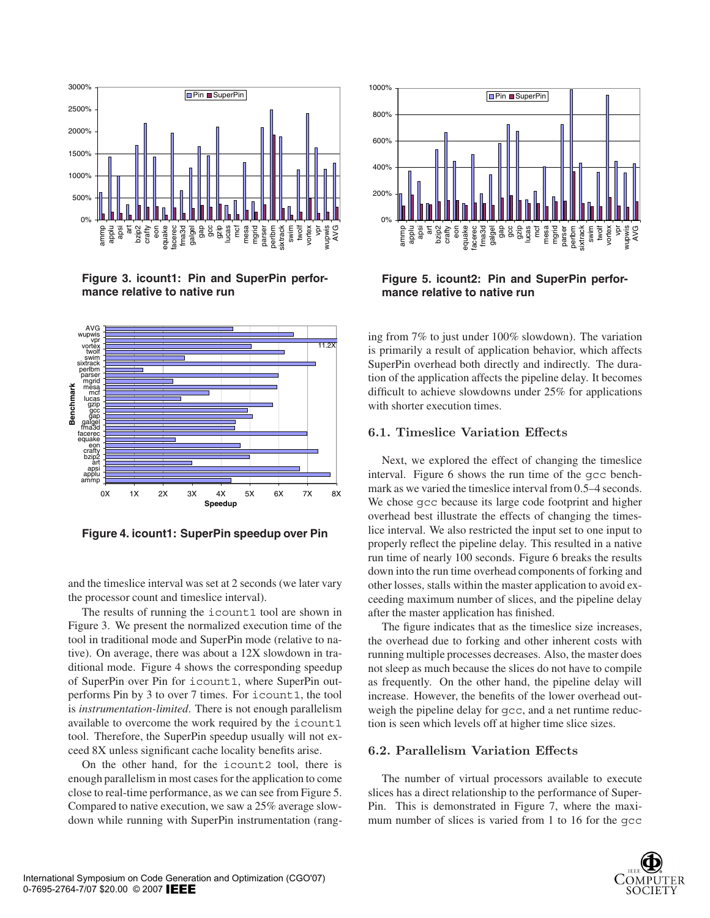Figure 3. icount1: Pin and SuperPin performance relative to native run

Figure 4. icount1: SuperPin speedup over Pin

and the timeslice interval was set at 2 seconds (we later vary the processor count and timeslice interval).

The results of running the `icount1` tool are shown in Figure 3. We present the normalized execution time of the tool in traditional mode and SuperPin mode (relative to native). On average, there was about a 12X slowdown in traditional mode. Figure 4 shows the corresponding speedup of SuperPin over Pin for `icount1`, where SuperPin outperforms Pin by 3 to over 7 times. For `icount1`, the tool is *instrumentation-limited*. There is not enough parallelism available to overcome the work required by the `icount1` tool. Therefore, the SuperPin speedup usually will not exceed 8X unless significant cache locality benefits arise.

On the other hand, for the `icount2` tool, there is enough parallelism in most cases for the application to come close to real-time performance, as we can see from Figure 5. Compared to native execution, we saw a 25% average slowdown while running with SuperPin instrumentation (ranging from 7% to just under 100% slowdown). The variation is primarily a result of application behavior, which affects SuperPin overhead both directly and indirectly. The duration of the application affects the pipeline delay. It becomes difficult to achieve slowdowns under 25% for applications with shorter execution times.

Figure 5. icount2: Pin and SuperPin performance relative to native run

### 6.1. Timeslice Variation Effects

Next, we explored the effect of changing the timeslice interval. Figure 6 shows the run time of the `gcc` benchmark as we varied the timeslice interval from 0.5–4 seconds. We chose `gcc` because its large code footprint and higher overhead best illustrate the effects of changing the timeslice interval. We also restricted the input set to one input to properly reflect the pipeline delay. This resulted in a native run time of nearly 100 seconds. Figure 6 breaks the results down into the run time overhead components of forking and other losses, stalls within the master application to avoid exceeding maximum number of slices, and the pipeline delay after the master application has finished.

The figure indicates that as the timeslice size increases, the overhead due to forking and other inherent costs with running multiple processes decreases. Also, the master does not sleep as much because the slices do not have to compile as frequently. On the other hand, the pipeline delay will increase. However, the benefits of the lower overhead outweigh the pipeline delay for `gcc`, and a net runtime reduction is seen which levels off at higher time slice sizes.

### 6.2. Parallelism Variation Effects

The number of virtual processors available to execute slices has a direct relationship to the performance of SuperPin. This is demonstrated in Figure 7, where the maximum number of slices is varied from 1 to 16 for the `gcc`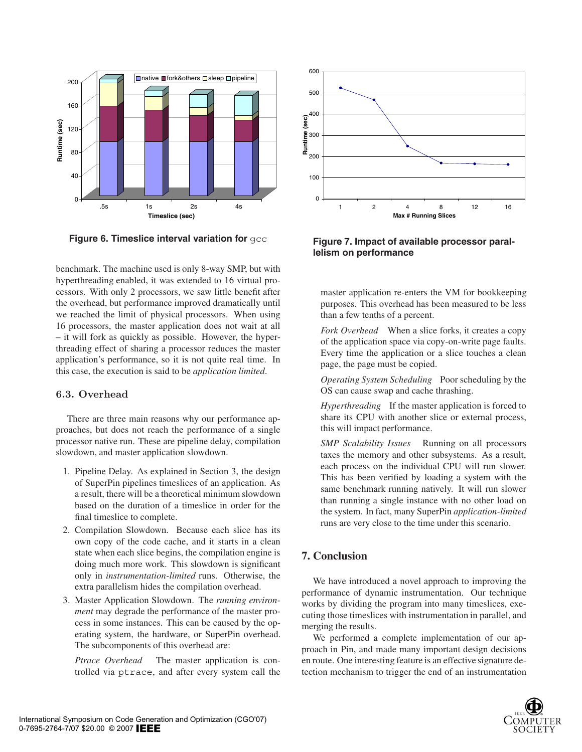Figure 6. Timeslice interval variation for `gcc`

Figure 7. Impact of available processor parallelism on performance

benchmark. The machine used is only 8-way SMP, but with hyperthreading enabled, it was extended to 16 virtual processors. With only 2 processors, we saw little benefit after the overhead, but performance improved dramatically until we reached the limit of physical processors. When using 16 processors, the master application does not wait at all – it will fork as quickly as possible. However, the hyperthreading effect of sharing a processor reduces the master application's performance, so it is not quite real time. In this case, the execution is said to be *application limited*.

### 6.3. Overhead

There are three main reasons why our performance approaches, but does not reach the performance of a single processor native run. These are pipeline delay, compilation slowdown, and master application slowdown.

1. Pipeline Delay. As explained in Section 3, the design of SuperPin pipelines timeslices of an application. As a result, there will be a theoretical minimum slowdown based on the duration of a timeslice in order for the final timeslice to complete.
2. Compilation Slowdown. Because each slice has its own copy of the code cache, and it starts in a clean state when each slice begins, the compilation engine is doing much more work. This slowdown is significant only in *instrumentation-limited* runs. Otherwise, the extra parallelism hides the compilation overhead.
3. Master Application Slowdown. The *running environment* may degrade the performance of the master process in some instances. This can be caused by the operating system, the hardware, or SuperPin overhead. The subcomponents of this overhead are:

   *Ptrace Overhead* The master application is controlled via `ptrace`, and after every system call the master application re-enters the VM for bookkeeping purposes. This overhead has been measured to be less than a few tenths of a percent.

   *Fork Overhead* When a slice forks, it creates a copy of the application space via copy-on-write page faults. Every time the application or a slice touches a clean page, the page must be copied.

   *Operating System Scheduling* Poor scheduling by the OS can cause swap and cache thrashing.

   *Hyperthreading* If the master application is forced to share its CPU with another slice or external process, this will impact performance.

   *SMP Scalability Issues* Running on all processors taxes the memory and other subsystems. As a result, each process on the individual CPU will run slower. This has been verified by loading a system with the same benchmark running natively. It will run slower than running a single instance with no other load on the system. In fact, many SuperPin *application-limited* runs are very close to the time under this scenario.

## 7. Conclusion

We have introduced a novel approach to improving the performance of dynamic instrumentation. Our technique works by dividing the program into many timeslices, executing those timeslices with instrumentation in parallel, and merging the results.

We performed a complete implementation of our approach in Pin, and made many important design decisions en route. One interesting feature is an effective signature detection mechanism to trigger the end of an instrumentation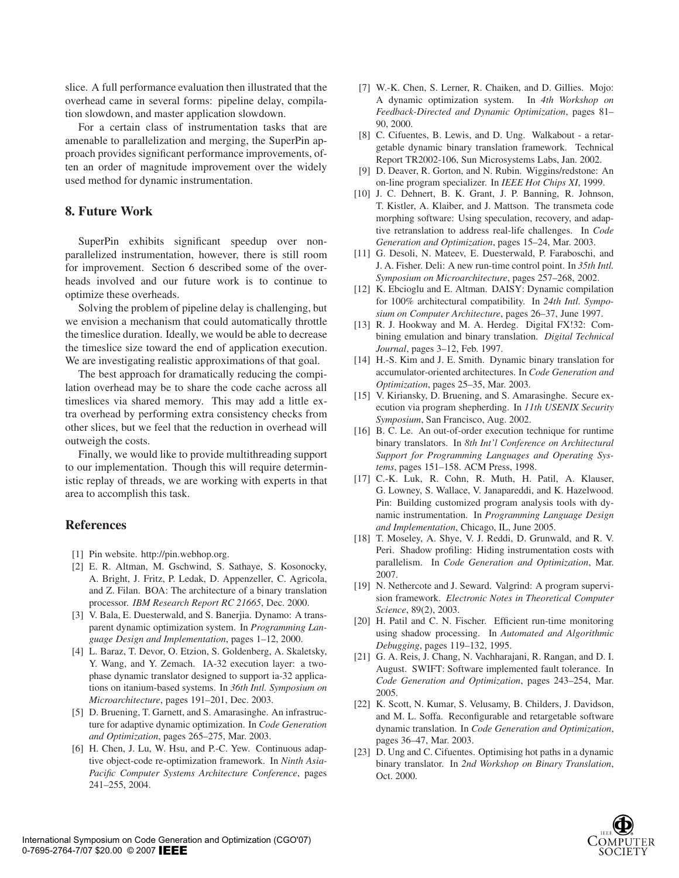slice. A full performance evaluation then illustrated that the overhead came in several forms: pipeline delay, compilation slowdown, and master application slowdown.

For a certain class of instrumentation tasks that are amenable to parallelization and merging, the SuperPin approach provides significant performance improvements, often an order of magnitude improvement over the widely used method for dynamic instrumentation.

## 8. Future Work

SuperPin exhibits significant speedup over non-parallelized instrumentation, however, there is still room for improvement. Section 6 described some of the overheads involved and our future work is to continue to optimize these overheads.

Solving the problem of pipeline delay is challenging, but we envision a mechanism that could automatically throttle the timeslice duration. Ideally, we would be able to decrease the timeslice size toward the end of application execution. We are investigating realistic approximations of that goal.

The best approach for dramatically reducing the compilation overhead may be to share the code cache across all timeslices via shared memory. This may add a little extra overhead by performing extra consistency checks from other slices, but we feel that the reduction in overhead will outweigh the costs.

Finally, we would like to provide multithreading support to our implementation. Though this will require deterministic replay of threads, we are working with experts in that area to accomplish this task.

## References

[1] Pin website. http://pin.webhop.org.

[2] E. R. Altman, M. Gschwind, S. Sathaye, S. Kosonocky, A. Bright, J. Fritz, P. Ledak, D. Appenzeller, C. Agricola, and Z. Filan. BOA: The architecture of a binary translation processor. *IBM Research Report RC 21665*, Dec. 2000.

[3] V. Bala, E. Duesterwald, and S. Banerjia. Dynamo: A transparent dynamic optimization system. In *Programming Language Design and Implementation*, pages 1–12, 2000.

[4] L. Baraz, T. Devor, O. Etzion, S. Goldenberg, A. Skaletsky, Y. Wang, and Y. Zemach. IA-32 execution layer: a two-phase dynamic translator designed to support ia-32 applications on itanium-based systems. In *36th Intl. Symposium on Microarchitecture*, pages 191–201, Dec. 2003.

[5] D. Bruening, T. Garnett, and S. Amarasinghe. An infrastructure for adaptive dynamic optimization. In *Code Generation and Optimization*, pages 265–275, Mar. 2003.

[6] H. Chen, J. Lu, W. Hsu, and P.-C. Yew. Continuous adaptive object-code re-optimization framework. In *Ninth Asia-Pacific Computer Systems Architecture Conference*, pages 241–255, 2004.

[7] W.-K. Chen, S. Lerner, R. Chaiken, and D. Gillies. Mojo: A dynamic optimization system. In *4th Workshop on Feedback-Directed and Dynamic Optimization*, pages 81–90, 2000.

[8] C. Cifuentes, B. Lewis, and D. Ung. Walkabout - a retargetable dynamic binary translation framework. Technical Report TR2002-106, Sun Microsystems Labs, Jan. 2002.

[9] D. Deaver, R. Gorton, and N. Rubin. Wiggins/redstone: An on-line program specializer. In *IEEE Hot Chips XI*, 1999.

[10] J. C. Dehnert, B. K. Grant, J. P. Banning, R. Johnson, T. Kistler, A. Klaiber, and J. Mattson. The transmeta code morphing software: Using speculation, recovery, and adaptive retranslation to address real-life challenges. In *Code Generation and Optimization*, pages 15–24, Mar. 2003.

[11] G. Desoli, N. Mateev, E. Duesterwald, P. Faraboschi, and J. A. Fisher. Deli: A new run-time control point. In *35th Intl. Symposium on Microarchitecture*, pages 257–268, 2002.

[12] K. Ebcioglu and E. Altman. DAISY: Dynamic compilation for 100% architectural compatibility. In *24th Intl. Symposium on Computer Architecture*, pages 26–37, June 1997.

[13] R. J. Hookway and M. A. Herdeg. Digital FX!32: Combining emulation and binary translation. *Digital Technical Journal*, pages 3–12, Feb. 1997.

[14] H.-S. Kim and J. E. Smith. Dynamic binary translation for accumulator-oriented architectures. In *Code Generation and Optimization*, pages 25–35, Mar. 2003.

[15] V. Kiriansky, D. Bruening, and S. Amarasinghe. Secure execution via program shepherding. In *11th USENIX Security Symposium*, San Francisco, Aug. 2002.

[16] B. C. Le. An out-of-order execution technique for runtime binary translators. In *8th Int'l Conference on Architectural Support for Programming Languages and Operating Systems*, pages 151–158. ACM Press, 1998.

[17] C.-K. Luk, R. Cohn, R. Muth, H. Patil, A. Klauser, G. Lowney, S. Wallace, V. Janapareddi, and K. Hazelwood. Pin: Building customized program analysis tools with dynamic instrumentation. In *Programming Language Design and Implementation*, Chicago, IL, June 2005.

[18] T. Moseley, A. Shye, V. J. Reddi, D. Grunwald, and R. V. Peri. Shadow profiling: Hiding instrumentation costs with parallelism. In *Code Generation and Optimization*, Mar. 2007.

[19] N. Nethercote and J. Seward. Valgrind: A program supervision framework. *Electronic Notes in Theoretical Computer Science*, 89(2), 2003.

[20] H. Patil and C. N. Fischer. Efficient run-time monitoring using shadow processing. In *Automated and Algorithmic Debugging*, pages 119–132, 1995.

[21] G. A. Reis, J. Chang, N. Vachharajani, R. Rangan, and D. I. August. SWIFT: Software implemented fault tolerance. In *Code Generation and Optimization*, pages 243–254, Mar. 2005.

[22] K. Scott, N. Kumar, S. Velusamy, B. Childers, J. Davidson, and M. L. Soffa. Reconfigurable and retargetable software dynamic translation. In *Code Generation and Optimization*, pages 36–47, Mar. 2003.

[23] D. Ung and C. Cifuentes. Optimising hot paths in a dynamic binary translator. In *2nd Workshop on Binary Translation*, Oct. 2000.